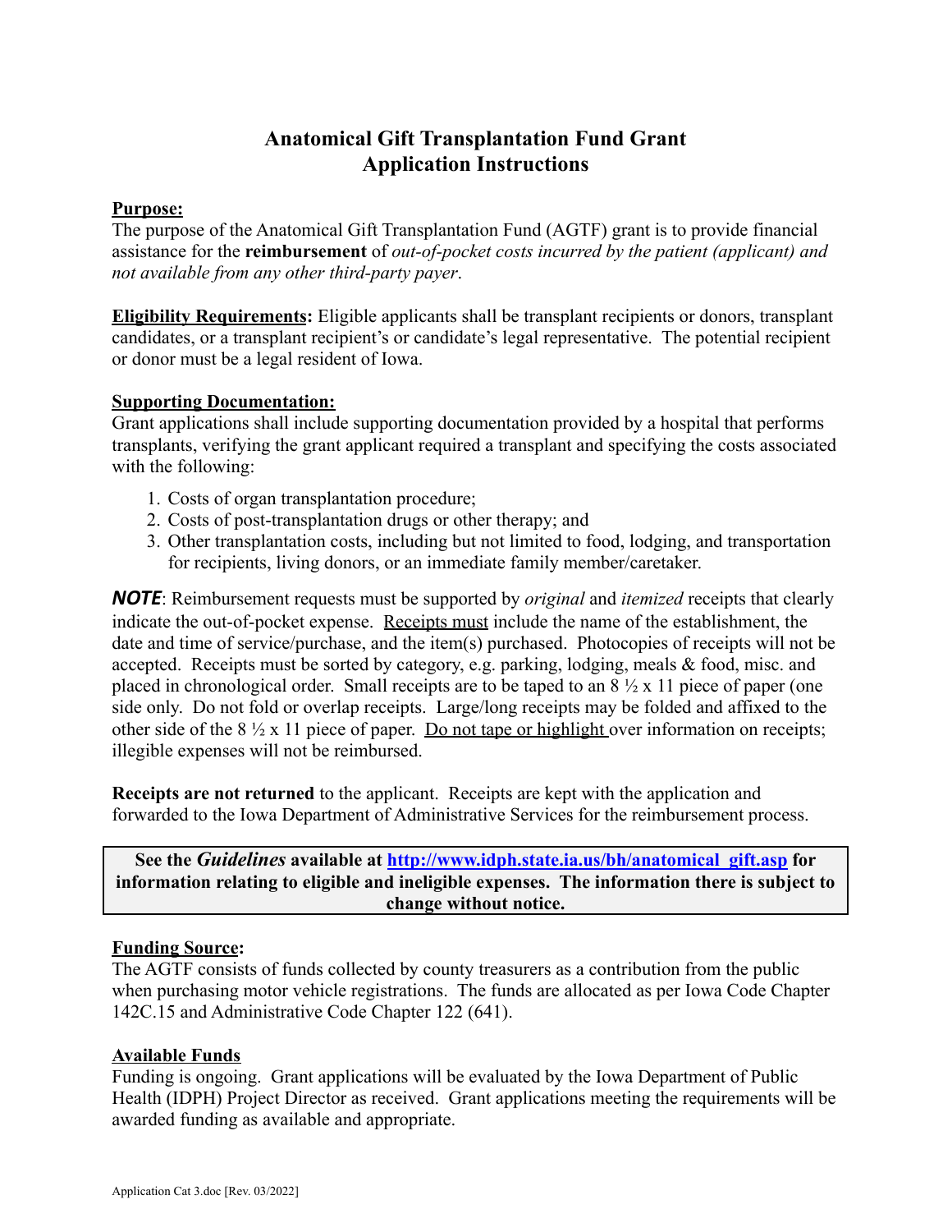# Anatomical Gift Transplantation Fund Grant Application Instructions

**Purpose:**
The purpose of the Anatomical Gift Transplantation Fund (AGTF) grant is to provide financial assistance for the **reimbursement** of *out-of-pocket costs incurred by the patient (applicant) and not available from any other third-party payer*.

**Eligibility Requirements:** Eligible applicants shall be transplant recipients or donors, transplant candidates, or a transplant recipient's or candidate's legal representative. The potential recipient or donor must be a legal resident of Iowa.

**Supporting Documentation:**
Grant applications shall include supporting documentation provided by a hospital that performs transplants, verifying the grant applicant required a transplant and specifying the costs associated with the following:

1. Costs of organ transplantation procedure;
2. Costs of post-transplantation drugs or other therapy; and
3. Other transplantation costs, including but not limited to food, lodging, and transportation for recipients, living donors, or an immediate family member/caretaker.

***NOTE***: Reimbursement requests must be supported by *original* and *itemized* receipts that clearly indicate the out-of-pocket expense. Receipts must include the name of the establishment, the date and time of service/purchase, and the item(s) purchased. Photocopies of receipts will not be accepted. Receipts must be sorted by category, e.g. parking, lodging, meals & food, misc. and placed in chronological order. Small receipts are to be taped to an 8 ½ x 11 piece of paper (one side only. Do not fold or overlap receipts. Large/long receipts may be folded and affixed to the other side of the 8 ½ x 11 piece of paper. Do not tape or highlight over information on receipts; illegible expenses will not be reimbursed.

**Receipts are not returned** to the applicant. Receipts are kept with the application and forwarded to the Iowa Department of Administrative Services for the reimbursement process.

> **See the *Guidelines* available at [http://www.idph.state.ia.us/bh/anatomical_gift.asp](http://www.idph.state.ia.us/bh/anatomical_gift.asp) for information relating to eligible and ineligible expenses. The information there is subject to change without notice.**

**Funding Source:**
The AGTF consists of funds collected by county treasurers as a contribution from the public when purchasing motor vehicle registrations. The funds are allocated as per Iowa Code Chapter 142C.15 and Administrative Code Chapter 122 (641).

**Available Funds**
Funding is ongoing. Grant applications will be evaluated by the Iowa Department of Public Health (IDPH) Project Director as received. Grant applications meeting the requirements will be awarded funding as available and appropriate.

Application Cat 3.doc [Rev. 03/2022]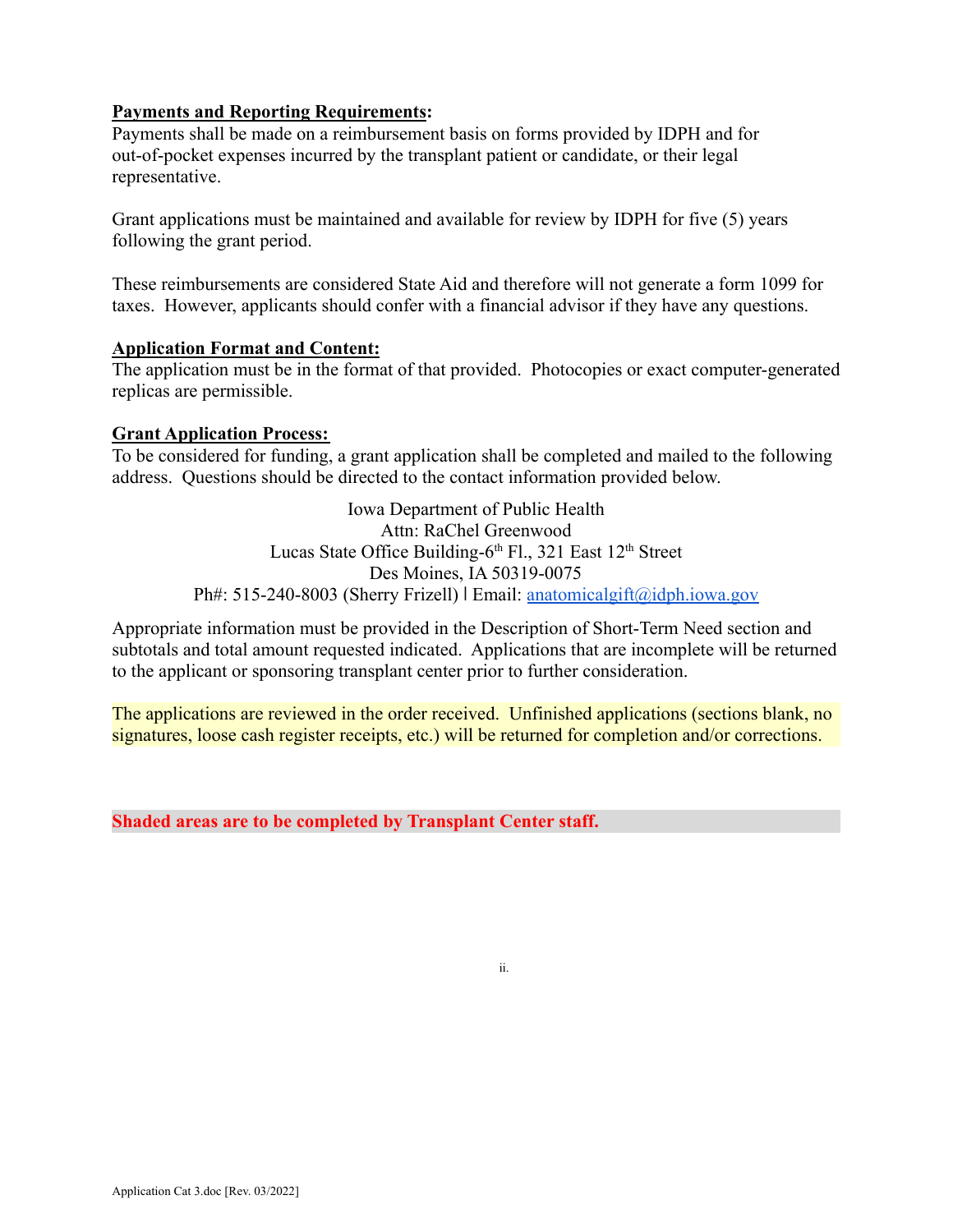**Payments and Reporting Requirements**:

Payments shall be made on a reimbursement basis on forms provided by IDPH and for out-of-pocket expenses incurred by the transplant patient or candidate, or their legal representative.

Grant applications must be maintained and available for review by IDPH for five (5) years following the grant period.

These reimbursements are considered State Aid and therefore will not generate a form 1099 for taxes. However, applicants should confer with a financial advisor if they have any questions.

**Application Format and Content:**

The application must be in the format of that provided. Photocopies or exact computer-generated replicas are permissible.

**Grant Application Process:**

To be considered for funding, a grant application shall be completed and mailed to the following address. Questions should be directed to the contact information provided below.

Iowa Department of Public Health
Attn: RaChel Greenwood
Lucas State Office Building-6th Fl., 321 East 12th Street
Des Moines, IA 50319-0075
Ph#: 515-240-8003 (Sherry Frizell) | Email: anatomicalgift@idph.iowa.gov

Appropriate information must be provided in the Description of Short-Term Need section and subtotals and total amount requested indicated. Applications that are incomplete will be returned to the applicant or sponsoring transplant center prior to further consideration.

The applications are reviewed in the order received. Unfinished applications (sections blank, no signatures, loose cash register receipts, etc.) will be returned for completion and/or corrections.

**Shaded areas are to be completed by Transplant Center staff.**

Application Cat 3.doc [Rev. 03/2022]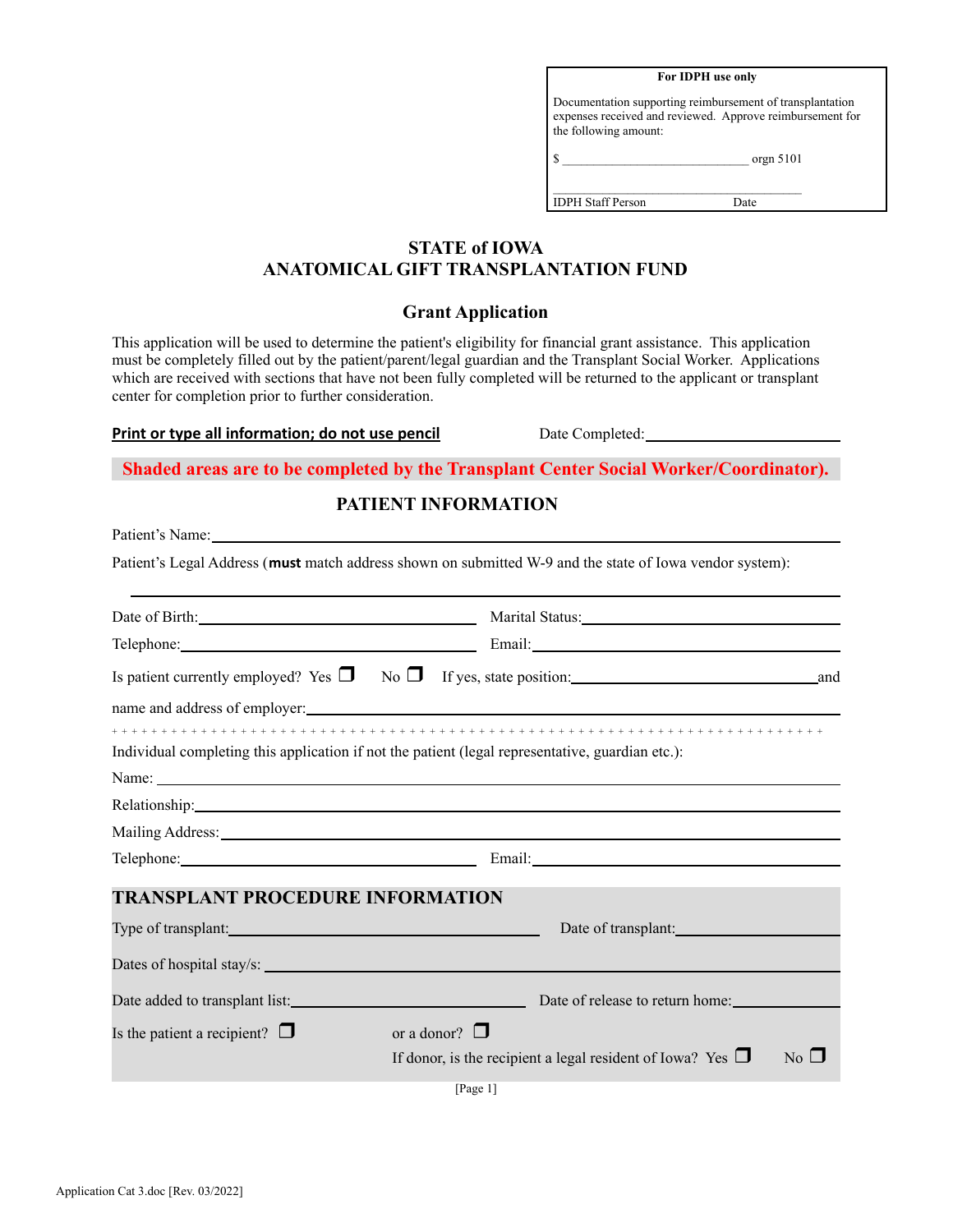| For IDPH use only |
|---|
| Documentation supporting reimbursement of transplantation expenses received and reviewed. Approve reimbursement for the following amount: |
| $ ______________________________ orgn 5101 |
| ________________________________________ |
| IDPH Staff Person Date |

# STATE of IOWA
# ANATOMICAL GIFT TRANSPLANTATION FUND

## Grant Application

This application will be used to determine the patient's eligibility for financial grant assistance. This application must be completely filled out by the patient/parent/legal guardian and the Transplant Social Worker. Applications which are received with sections that have not been fully completed will be returned to the applicant or transplant center for completion prior to further consideration.

**Print or type all information; do not use pencil** Date Completed: ____________________

**Shaded areas are to be completed by the Transplant Center Social Worker/Coordinator).**

## PATIENT INFORMATION

Patient's Name: ______________________________________________________________

Patient's Legal Address (**must** match address shown on submitted W-9 and the state of Iowa vendor system):

______________________________________________________________

Date of Birth: ____________________ Marital Status: ____________________

Telephone: ____________________ Email: ____________________

Is patient currently employed? Yes ❒ No ❒ If yes, state position: ____________________ and name and address of employer: ______________________________________________________________

\+ + + + + + + + + + + + + + + + + + + + + + + + + + + + + + + + + + + + + + + + + + + + + + + + + + + + + + + + + + + + + + + + + + + + + + + + + +

Individual completing this application if not the patient (legal representative, guardian etc.):

Name: ______________________________________________________________

Relationship: ______________________________________________________________

Mailing Address: ______________________________________________________________

Telephone: ____________________ Email: ____________________

## TRANSPLANT PROCEDURE INFORMATION

Type of transplant: ____________________ Date of transplant: ____________________

Dates of hospital stay/s: ______________________________________________________________

Date added to transplant list: ____________________ Date of release to return home: ____________________

Is the patient a recipient? ❒ or a donor? ❒

If donor, is the recipient a legal resident of Iowa? Yes ❒ No ❒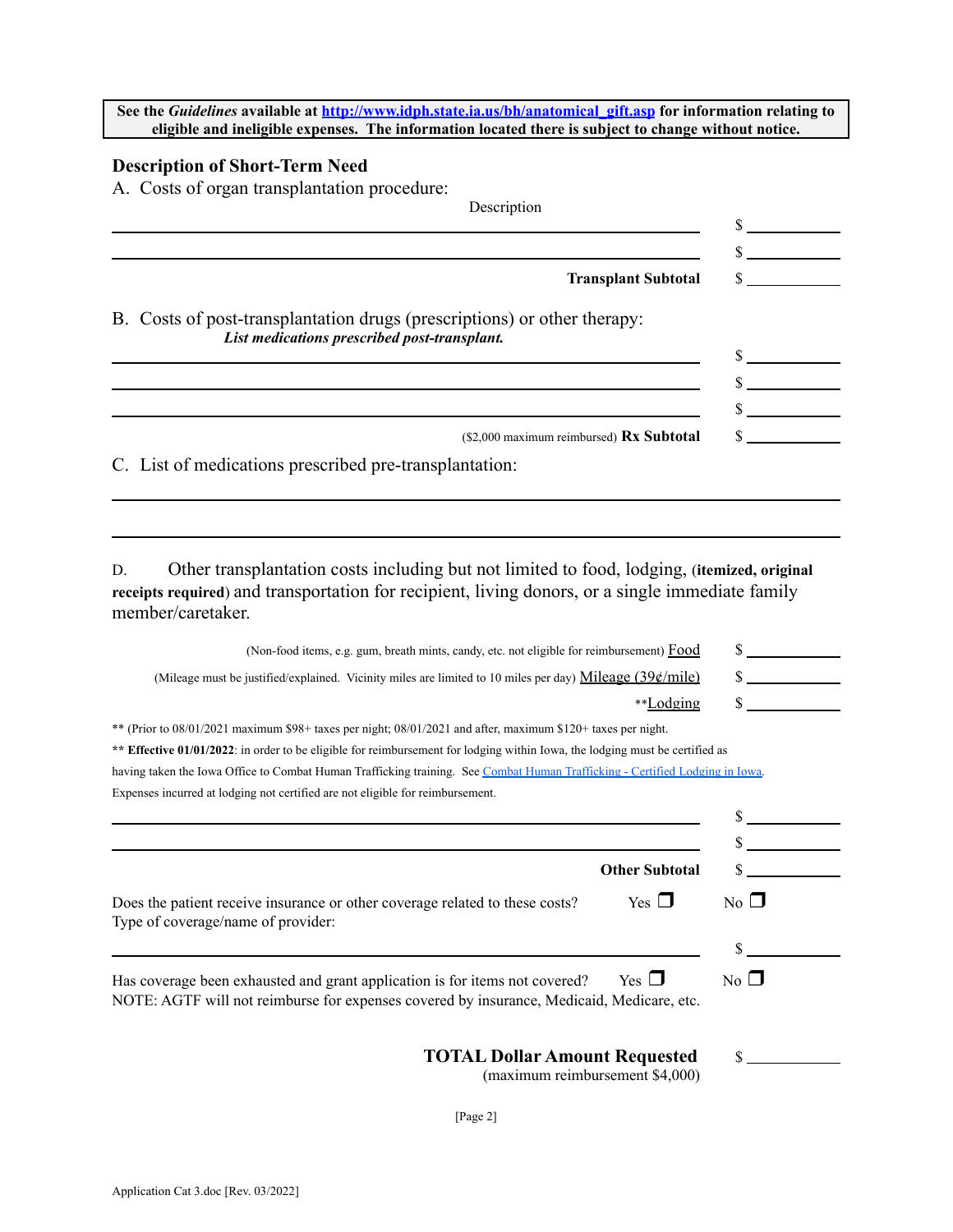**See the *Guidelines* available at [http://www.idph.state.ia.us/bh/anatomical_gift.asp](http://www.idph.state.ia.us/bh/anatomical_gift.asp) for information relating to eligible and ineligible expenses. The information located there is subject to change without notice.**

## Description of Short-Term Need

A. Costs of organ transplantation procedure:

| Description | |
|---|---|
| ______________________________ | $ ________ |
| ______________________________ | $ ________ |
| **Transplant Subtotal** | $ ________ |

B. Costs of post-transplantation drugs (prescriptions) or other therapy:

***List medications prescribed post-transplant.***

| | |
|---|---|
| ______________________________ | $ ________ |
| ______________________________ | $ ________ |
| ______________________________ | $ ________ |
| ($2,000 maximum reimbursed) **Rx Subtotal** | $ ________ |

C. List of medications prescribed pre-transplantation:

______________________________

______________________________

D. Other transplantation costs including but not limited to food, lodging, (**itemized, original receipts required**) and transportation for recipient, living donors, or a single immediate family member/caretaker.

| | |
|---|---|
| (Non-food items, e.g. gum, breath mints, candy, etc. not eligible for reimbursement) Food | $ ________ |
| (Mileage must be justified/explained. Vicinity miles are limited to 10 miles per day) Mileage (39¢/mile) | $ ________ |
| **Lodging | $ ________ |

** (Prior to 08/01/2021 maximum $98+ taxes per night; 08/01/2021 and after, maximum $120+ taxes per night.

**** Effective 01/01/2022**: in order to be eligible for reimbursement for lodging within Iowa, the lodging must be certified as having taken the Iowa Office to Combat Human Trafficking training. See Combat Human Trafficking - Certified Lodging in Iowa. Expenses incurred at lodging not certified are not eligible for reimbursement.

| | |
|---|---|
| ______________________________ | $ ________ |
| ______________________________ | $ ________ |
| **Other Subtotal** | $ ________ |

Does the patient receive insurance or other coverage related to these costs? Yes ❒ No ❒

Type of coverage/name of provider:

______________________________ $ ________

Has coverage been exhausted and grant application is for items not covered? Yes ❒ No ❒

NOTE: AGTF will not reimburse for expenses covered by insurance, Medicaid, Medicare, etc.

**TOTAL Dollar Amount Requested** $ ________

(maximum reimbursement $4,000)

[Page 2]

Application Cat 3.doc [Rev. 03/2022]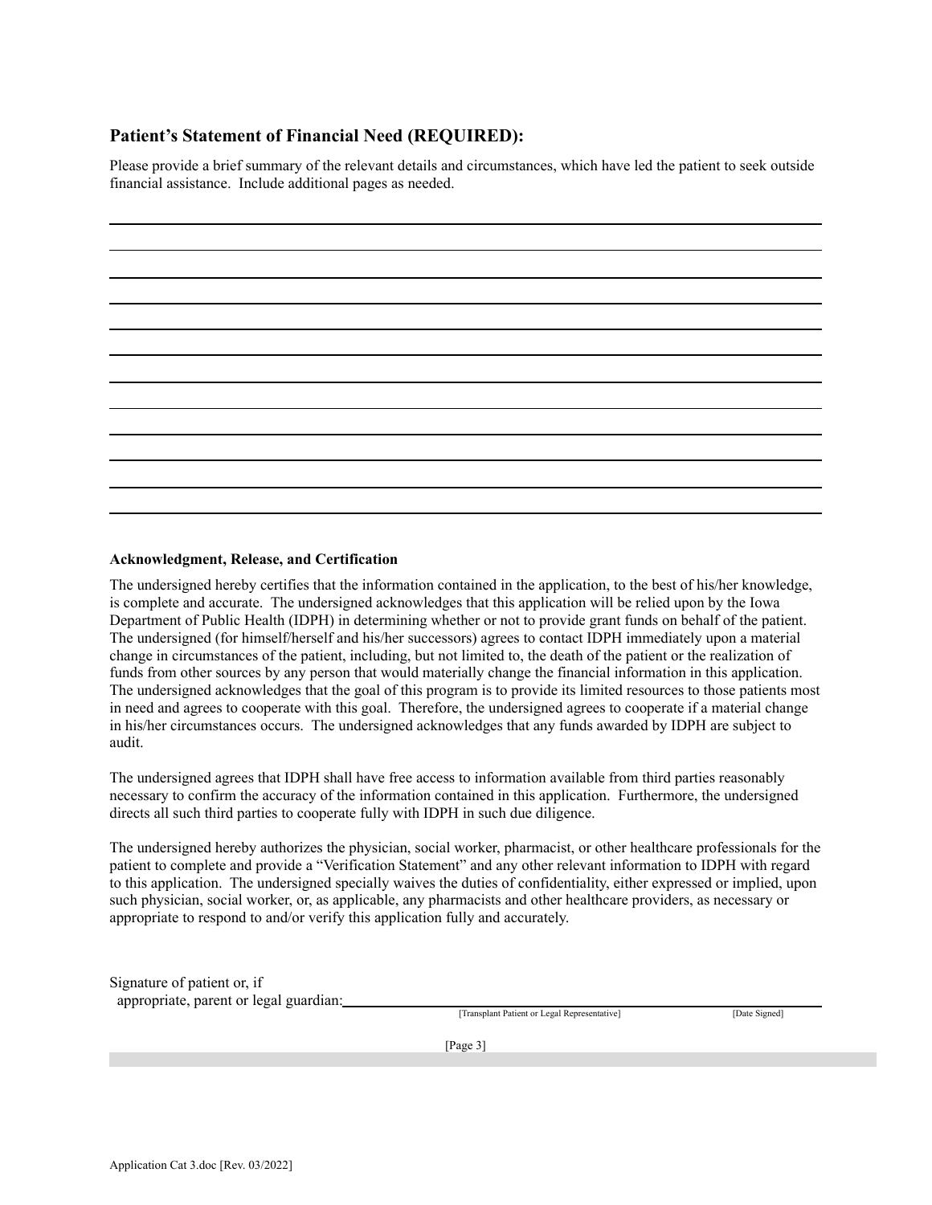## Patient's Statement of Financial Need (REQUIRED):

Please provide a brief summary of the relevant details and circumstances, which have led the patient to seek outside financial assistance. Include additional pages as needed.

______________________________________________________________________________

______________________________________________________________________________

______________________________________________________________________________

______________________________________________________________________________

______________________________________________________________________________

______________________________________________________________________________

______________________________________________________________________________

______________________________________________________________________________

______________________________________________________________________________

______________________________________________________________________________

______________________________________________________________________________

______________________________________________________________________________

**Acknowledgment, Release, and Certification**

The undersigned hereby certifies that the information contained in the application, to the best of his/her knowledge, is complete and accurate. The undersigned acknowledges that this application will be relied upon by the Iowa Department of Public Health (IDPH) in determining whether or not to provide grant funds on behalf of the patient. The undersigned (for himself/herself and his/her successors) agrees to contact IDPH immediately upon a material change in circumstances of the patient, including, but not limited to, the death of the patient or the realization of funds from other sources by any person that would materially change the financial information in this application. The undersigned acknowledges that the goal of this program is to provide its limited resources to those patients most in need and agrees to cooperate with this goal. Therefore, the undersigned agrees to cooperate if a material change in his/her circumstances occurs. The undersigned acknowledges that any funds awarded by IDPH are subject to audit.

The undersigned agrees that IDPH shall have free access to information available from third parties reasonably necessary to confirm the accuracy of the information contained in this application. Furthermore, the undersigned directs all such third parties to cooperate fully with IDPH in such due diligence.

The undersigned hereby authorizes the physician, social worker, pharmacist, or other healthcare professionals for the patient to complete and provide a "Verification Statement" and any other relevant information to IDPH with regard to this application. The undersigned specially waives the duties of confidentiality, either expressed or implied, upon such physician, social worker, or, as applicable, any pharmacists and other healthcare providers, as necessary or appropriate to respond to and/or verify this application fully and accurately.

Signature of patient or, if appropriate, parent or legal guardian: ______________________________________________

[Transplant Patient or Legal Representative] [Date Signed]

[Page 3]

Application Cat 3.doc [Rev. 03/2022]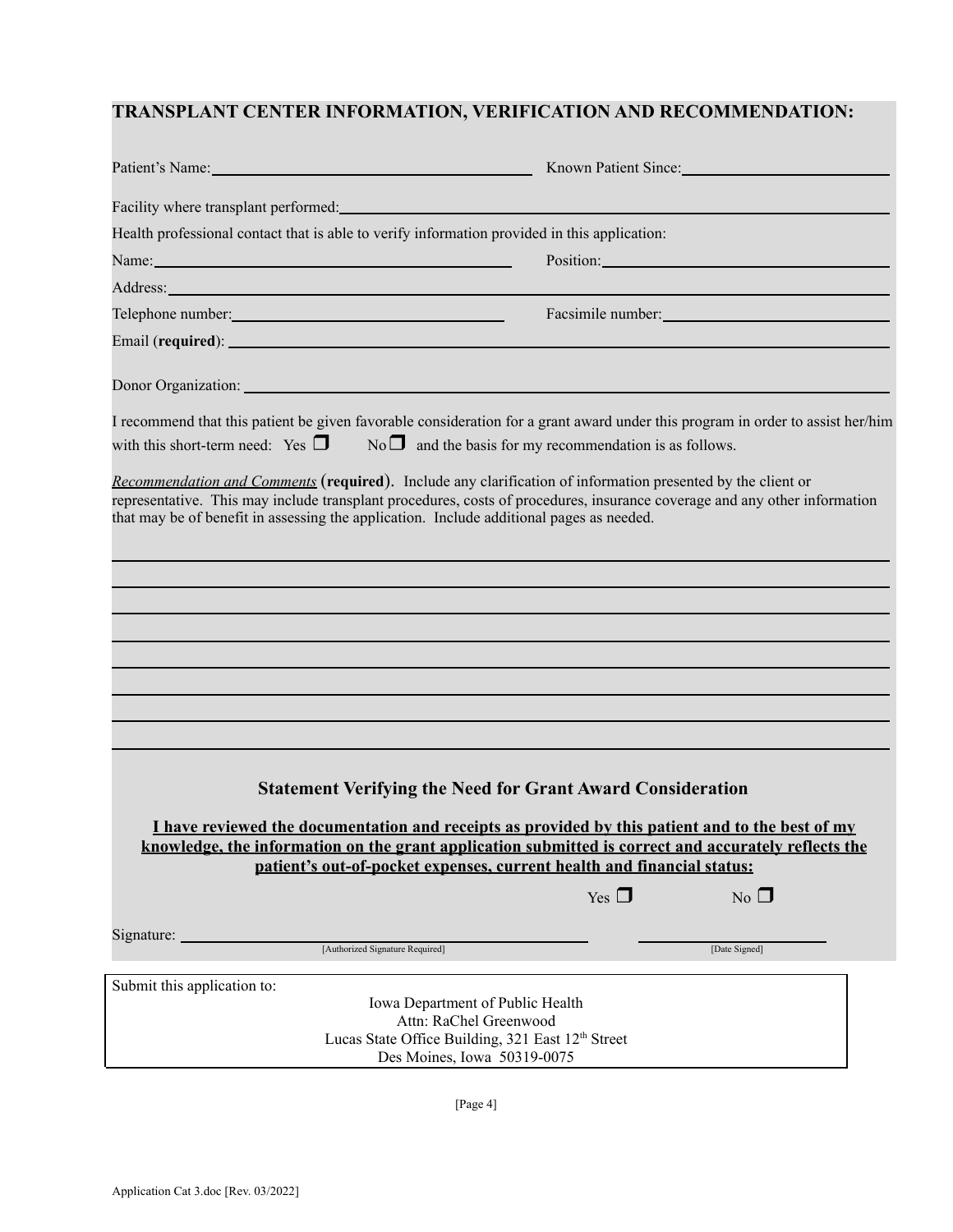## TRANSPLANT CENTER INFORMATION, VERIFICATION AND RECOMMENDATION:

Patient's Name: ________________________ Known Patient Since: ________________

Facility where transplant performed: ________________________________________

Health professional contact that is able to verify information provided in this application:

Name: ________________________ Position: ________________________

Address: ________________________________________________

Telephone number: ____________________ Facsimile number: ____________________

Email (**required**): ________________________________________________

Donor Organization: ________________________________________________

I recommend that this patient be given favorable consideration for a grant award under this program in order to assist her/him with this short-term need: Yes ❒ No ❒ and the basis for my recommendation is as follows.

_Recommendation and Comments_ (**required**). Include any clarification of information presented by the client or representative. This may include transplant procedures, costs of procedures, insurance coverage and any other information that may be of benefit in assessing the application. Include additional pages as needed.

________________________________________________

________________________________________________

________________________________________________

________________________________________________

________________________________________________

________________________________________________

________________________________________________

________________________________________________

### Statement Verifying the Need for Grant Award Consideration

**I have reviewed the documentation and receipts as provided by this patient and to the best of my knowledge, the information on the grant application submitted is correct and accurately reflects the patient's out-of-pocket expenses, current health and financial status:**

Yes ❒ No ❒

Signature: ________________________ ________________
[Authorized Signature Required] [Date Signed]

Submit this application to:

Iowa Department of Public Health
Attn: RaChel Greenwood
Lucas State Office Building, 321 East 12th Street
Des Moines, Iowa 50319-0075